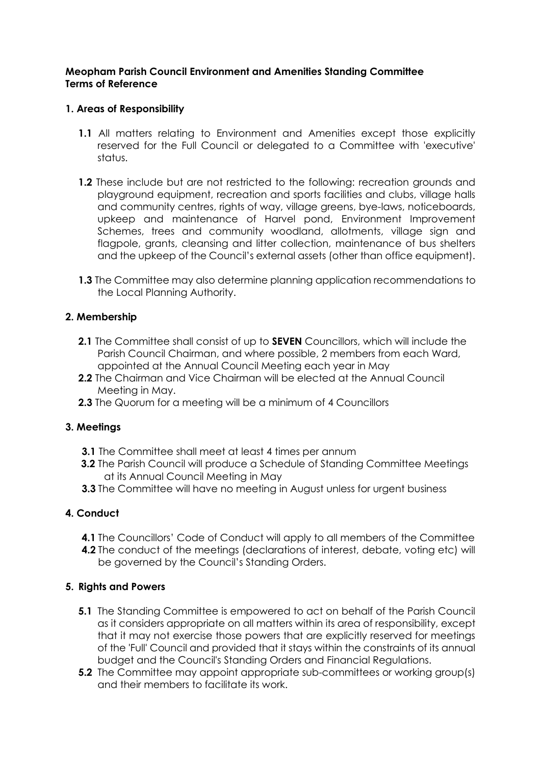**Meopham Parish Council Environment and Amenities Standing Committee**
**Terms of Reference**

## 1. Areas of Responsibility

**1.1** All matters relating to Environment and Amenities except those explicitly reserved for the Full Council or delegated to a Committee with 'executive' status.

**1.2** These include but are not restricted to the following: recreation grounds and playground equipment, recreation and sports facilities and clubs, village halls and community centres, rights of way, village greens, bye-laws, noticeboards, upkeep and maintenance of Harvel pond, Environment Improvement Schemes, trees and community woodland, allotments, village sign and flagpole, grants, cleansing and litter collection, maintenance of bus shelters and the upkeep of the Council's external assets (other than office equipment).

**1.3** The Committee may also determine planning application recommendations to the Local Planning Authority.

## 2. Membership

**2.1** The Committee shall consist of up to **SEVEN** Councillors, which will include the Parish Council Chairman, and where possible, 2 members from each Ward, appointed at the Annual Council Meeting each year in May

**2.2** The Chairman and Vice Chairman will be elected at the Annual Council Meeting in May.

**2.3** The Quorum for a meeting will be a minimum of 4 Councillors

## 3. Meetings

**3.1** The Committee shall meet at least 4 times per annum

**3.2** The Parish Council will produce a Schedule of Standing Committee Meetings at its Annual Council Meeting in May

**3.3** The Committee will have no meeting in August unless for urgent business

## 4. Conduct

**4.1** The Councillors' Code of Conduct will apply to all members of the Committee

**4.2** The conduct of the meetings (declarations of interest, debate, voting etc) will be governed by the Council's Standing Orders.

## 5. Rights and Powers

**5.1** The Standing Committee is empowered to act on behalf of the Parish Council as it considers appropriate on all matters within its area of responsibility, except that it may not exercise those powers that are explicitly reserved for meetings of the 'Full' Council and provided that it stays within the constraints of its annual budget and the Council's Standing Orders and Financial Regulations.

**5.2** The Committee may appoint appropriate sub-committees or working group(s) and their members to facilitate its work.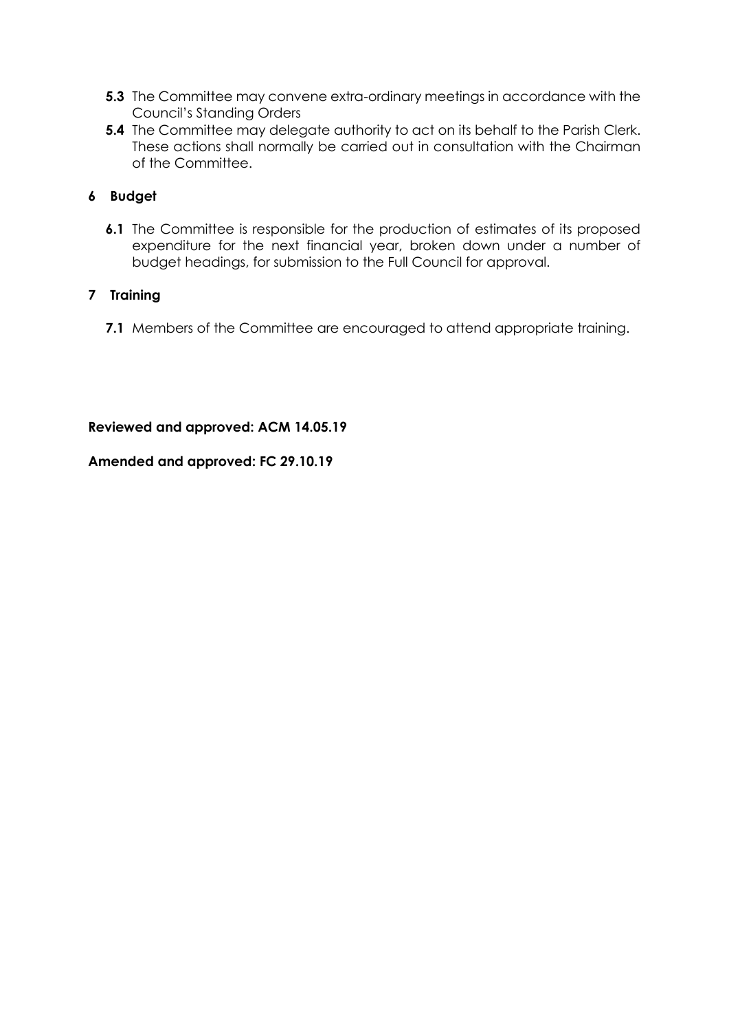**5.3** The Committee may convene extra-ordinary meetings in accordance with the Council's Standing Orders

**5.4** The Committee may delegate authority to act on its behalf to the Parish Clerk. These actions shall normally be carried out in consultation with the Chairman of the Committee.

## 6 Budget

**6.1** The Committee is responsible for the production of estimates of its proposed expenditure for the next financial year, broken down under a number of budget headings, for submission to the Full Council for approval.

## 7 Training

**7.1** Members of the Committee are encouraged to attend appropriate training.

**Reviewed and approved: ACM 14.05.19**

**Amended and approved: FC 29.10.19**